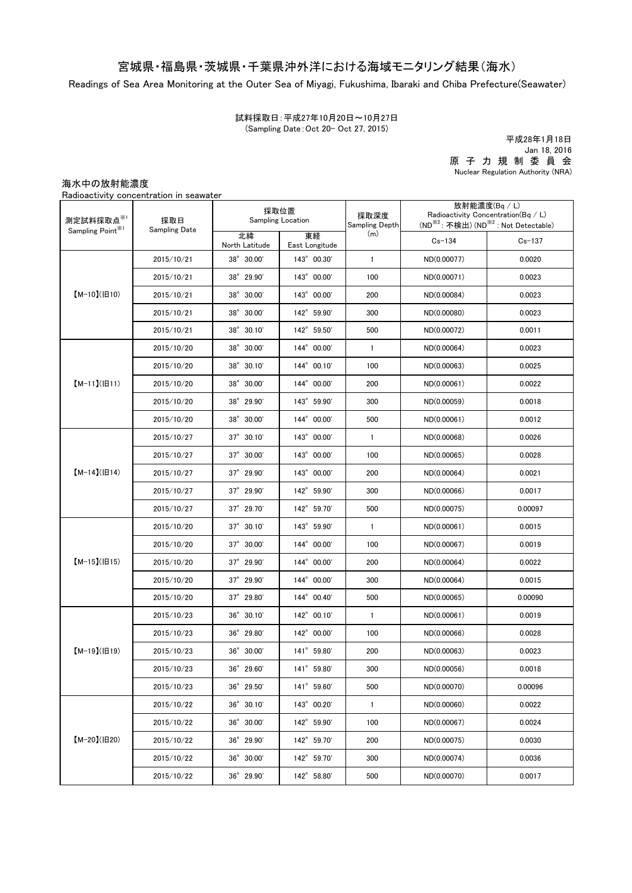# 宮城県・福島県・茨城県・千葉県沖外洋における海域モニタリング結果（海水）

Readings of Sea Area Monitoring at the Outer Sea of Miyagi, Fukushima, Ibaraki and Chiba Prefecture(Seawater)

試料採取日：平成27年10月20日～10月27日
(Sampling Date：Oct 20- Oct 27, 2015)

平成28年1月18日
Jan 18, 2016
原 子 力 規 制 委 員 会
Nuclear Regulation Authority (NRA)

## 海水中の放射能濃度

Radioactivity concentration in seawater

| 測定試料採取点※1 Sampling Point※1 | 採取日 Sampling Date | 採取位置 Sampling Location | | 採取深度 Sampling Depth (m) | 放射能濃度(Bq / L) Radioactivity Concentration(Bq / L) (ND※2：不検出) (ND※2 : Not Detectable) | |
|---|---|---|---|---|---|---|
| | | 北緯 North Latitude | 東経 East Longitude | | Cs-134 | Cs-137 |
| 【M-10】(旧10) | 2015/10/21 | 38° 30.00' | 143° 00.30' | 1 | ND(0.00077) | 0.0020 |
| | 2015/10/21 | 38° 29.90' | 143° 00.00' | 100 | ND(0.00071) | 0.0023 |
| | 2015/10/21 | 38° 30.00' | 143° 00.00' | 200 | ND(0.00084) | 0.0023 |
| | 2015/10/21 | 38° 30.00' | 142° 59.90' | 300 | ND(0.00080) | 0.0023 |
| | 2015/10/21 | 38° 30.10' | 142° 59.50' | 500 | ND(0.00072) | 0.0011 |
| 【M-11】(旧11) | 2015/10/20 | 38° 30.00' | 144° 00.00' | 1 | ND(0.00064) | 0.0023 |
| | 2015/10/20 | 38° 30.10' | 144° 00.10' | 100 | ND(0.00063) | 0.0025 |
| | 2015/10/20 | 38° 30.00' | 144° 00.00' | 200 | ND(0.00061) | 0.0022 |
| | 2015/10/20 | 38° 29.90' | 143° 59.90' | 300 | ND(0.00059) | 0.0018 |
| | 2015/10/20 | 38° 30.00' | 144° 00.00' | 500 | ND(0.00061) | 0.0012 |
| 【M-14】(旧14) | 2015/10/27 | 37° 30.10' | 143° 00.00' | 1 | ND(0.00068) | 0.0026 |
| | 2015/10/27 | 37° 30.00' | 143° 00.00' | 100 | ND(0.00065) | 0.0028 |
| | 2015/10/27 | 37° 29.90' | 143° 00.00' | 200 | ND(0.00064) | 0.0021 |
| | 2015/10/27 | 37° 29.90' | 142° 59.90' | 300 | ND(0.00066) | 0.0017 |
| | 2015/10/27 | 37° 29.70' | 142° 59.70' | 500 | ND(0.00075) | 0.00097 |
| 【M-15】(旧15) | 2015/10/20 | 37° 30.10' | 143° 59.90' | 1 | ND(0.00061) | 0.0015 |
| | 2015/10/20 | 37° 30.00' | 144° 00.00' | 100 | ND(0.00067) | 0.0019 |
| | 2015/10/20 | 37° 29.90' | 144° 00.00' | 200 | ND(0.00064) | 0.0022 |
| | 2015/10/20 | 37° 29.90' | 144° 00.00' | 300 | ND(0.00064) | 0.0015 |
| | 2015/10/20 | 37° 29.80' | 144° 00.40' | 500 | ND(0.00065) | 0.00090 |
| 【M-19】(旧19) | 2015/10/23 | 36° 30.10' | 142° 00.10' | 1 | ND(0.00061) | 0.0019 |
| | 2015/10/23 | 36° 29.80' | 142° 00.00' | 100 | ND(0.00066) | 0.0028 |
| | 2015/10/23 | 36° 30.00' | 141° 59.80' | 200 | ND(0.00063) | 0.0023 |
| | 2015/10/23 | 36° 29.60' | 141° 59.80' | 300 | ND(0.00056) | 0.0018 |
| | 2015/10/23 | 36° 29.50' | 141° 59.60' | 500 | ND(0.00070) | 0.00096 |
| 【M-20】(旧20) | 2015/10/22 | 36° 30.10' | 143° 00.20' | 1 | ND(0.00060) | 0.0022 |
| | 2015/10/22 | 36° 30.00' | 142° 59.90' | 100 | ND(0.00067) | 0.0024 |
| | 2015/10/22 | 36° 29.90' | 142° 59.70' | 200 | ND(0.00075) | 0.0030 |
| | 2015/10/22 | 36° 30.00' | 142° 59.70' | 300 | ND(0.00074) | 0.0036 |
| | 2015/10/22 | 36° 29.90' | 142° 58.80' | 500 | ND(0.00070) | 0.0017 |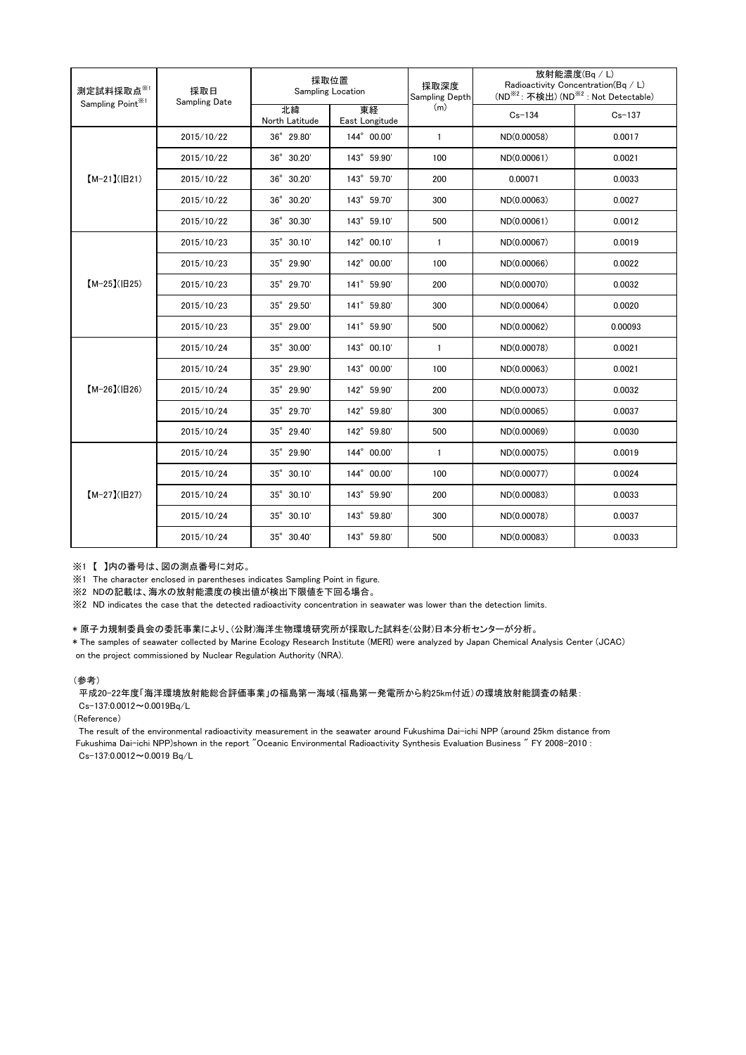| 測定試料採取点※1 Sampling Point※1 | 採取日 Sampling Date | 採取位置 Sampling Location | | 採取深度 Sampling Depth (m) | 放射能濃度(Bq / L) Radioactivity Concentration(Bq / L) (ND※2：不検出) (ND※2 : Not Detectable) | |
|---|---|---|---|---|---|---|
| | | 北緯 North Latitude | 東経 East Longitude | | Cs-134 | Cs-137 |
| 【M-21】(旧21) | 2015/10/22 | 36° 29.80' | 144° 00.00' | 1 | ND(0.00058) | 0.0017 |
| | 2015/10/22 | 36° 30.20' | 143° 59.90' | 100 | ND(0.00061) | 0.0021 |
| | 2015/10/22 | 36° 30.20' | 143° 59.70' | 200 | 0.00071 | 0.0033 |
| | 2015/10/22 | 36° 30.20' | 143° 59.70' | 300 | ND(0.00063) | 0.0027 |
| | 2015/10/22 | 36° 30.30' | 143° 59.10' | 500 | ND(0.00061) | 0.0012 |
| 【M-25】(旧25) | 2015/10/23 | 35° 30.10' | 142° 00.10' | 1 | ND(0.00067) | 0.0019 |
| | 2015/10/23 | 35° 29.90' | 142° 00.00' | 100 | ND(0.00066) | 0.0022 |
| | 2015/10/23 | 35° 29.70' | 141° 59.90' | 200 | ND(0.00070) | 0.0032 |
| | 2015/10/23 | 35° 29.50' | 141° 59.80' | 300 | ND(0.00064) | 0.0020 |
| | 2015/10/23 | 35° 29.00' | 141° 59.90' | 500 | ND(0.00062) | 0.00093 |
| 【M-26】(旧26) | 2015/10/24 | 35° 30.00' | 143° 00.10' | 1 | ND(0.00078) | 0.0021 |
| | 2015/10/24 | 35° 29.90' | 143° 00.00' | 100 | ND(0.00063) | 0.0021 |
| | 2015/10/24 | 35° 29.90' | 142° 59.90' | 200 | ND(0.00073) | 0.0032 |
| | 2015/10/24 | 35° 29.70' | 142° 59.80' | 300 | ND(0.00065) | 0.0037 |
| | 2015/10/24 | 35° 29.40' | 142° 59.80' | 500 | ND(0.00069) | 0.0030 |
| 【M-27】(旧27) | 2015/10/24 | 35° 29.90' | 144° 00.00' | 1 | ND(0.00075) | 0.0019 |
| | 2015/10/24 | 35° 30.10' | 144° 00.00' | 100 | ND(0.00077) | 0.0024 |
| | 2015/10/24 | 35° 30.10' | 143° 59.90' | 200 | ND(0.00083) | 0.0033 |
| | 2015/10/24 | 35° 30.10' | 143° 59.80' | 300 | ND(0.00078) | 0.0037 |
| | 2015/10/24 | 35° 30.40' | 143° 59.80' | 500 | ND(0.00083) | 0.0033 |

※1 【 】内の番号は、図の測点番号に対応。

※1 The character enclosed in parentheses indicates Sampling Point in figure.

※2 NDの記載は、海水の放射能濃度の検出値が検出下限値を下回る場合。

※2 ND indicates the case that the detected radioactivity concentration in seawater was lower than the detection limits.

＊原子力規制委員会の委託事業により、(公財)海洋生物環境研究所が採取した試料を(公財)日本分析センターが分析。

＊The samples of seawater collected by Marine Ecology Research Institute (MERI) were analyzed by Japan Chemical Analysis Center (JCAC) on the project commissioned by Nuclear Regulation Authority (NRA).

(参考)

平成20-22年度「海洋環境放射能総合評価事業」の福島第一海域（福島第一発電所から約25km付近）の環境放射能調査の結果：
Cs-137:0.0012～0.0019Bq/L

(Reference)

The result of the environmental radioactivity measurement in the seawater around Fukushima Dai-ichi NPP (around 25km distance from Fukushima Dai-ichi NPP)shown in the report "Oceanic Environmental Radioactivity Synthesis Evaluation Business " FY 2008-2010 :
Cs-137:0.0012～0.0019 Bq/L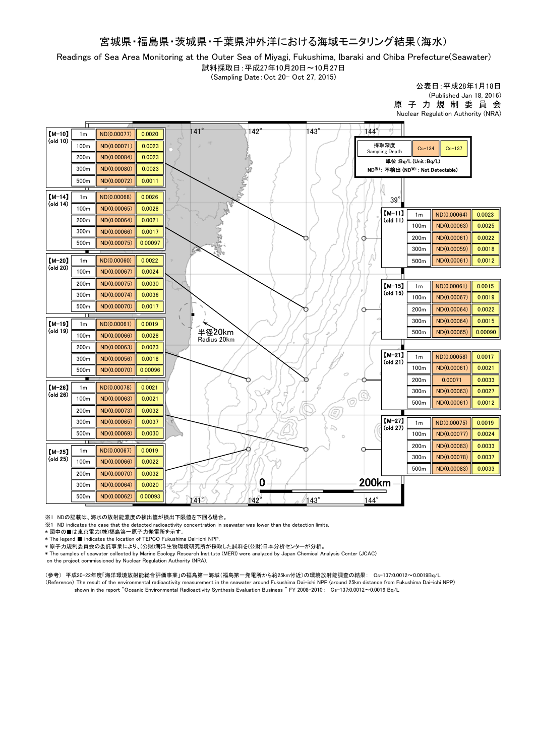# 宮城県・福島県・茨城県・千葉県沖外洋における海域モニタリング結果（海水）

Readings of Sea Area Monitoring at the Outer Sea of Miyagi, Fukushima, Ibaraki and Chiba Prefecture(Seawater)

試料採取日：平成27年10月20日～10月27日

(Sampling Date：Oct 20- Oct 27, 2015)

公表日：平成28年1月18日

(Published Jan 18, 2016)

原子力規制委員会

Nuclear Regulation Authority (NRA)

| 採取深度 Sampling Depth | Cs-134 | Cs-137 |
|---|---|---|

単位：Bq/L (Unit：Bq/L)

ND※1：不検出 (ND※1：Not Detectable)

**【M-10】(old 10)**

| 採取深度 | Cs-134 | Cs-137 |
|---|---|---|
| 1m | ND(0.00077) | 0.0020 |
| 100m | ND(0.00071) | 0.0023 |
| 200m | ND(0.00084) | 0.0023 |
| 300m | ND(0.00080) | 0.0023 |
| 500m | ND(0.00072) | 0.0011 |

**【M-14】(old 14)**

| 採取深度 | Cs-134 | Cs-137 |
|---|---|---|
| 1m | ND(0.00068) | 0.0026 |
| 100m | ND(0.00065) | 0.0028 |
| 200m | ND(0.00064) | 0.0021 |
| 300m | ND(0.00066) | 0.0017 |
| 500m | ND(0.00075) | 0.00097 |

**【M-20】(old 20)**

| 採取深度 | Cs-134 | Cs-137 |
|---|---|---|
| 1m | ND(0.00060) | 0.0022 |
| 100m | ND(0.00067) | 0.0024 |
| 200m | ND(0.00075) | 0.0030 |
| 300m | ND(0.00074) | 0.0036 |
| 500m | ND(0.00070) | 0.0017 |

**【M-19】(old 19)**

| 採取深度 | Cs-134 | Cs-137 |
|---|---|---|
| 1m | ND(0.00061) | 0.0019 |
| 100m | ND(0.00066) | 0.0028 |
| 200m | ND(0.00063) | 0.0023 |
| 300m | ND(0.00056) | 0.0018 |
| 500m | ND(0.00070) | 0.00096 |

**【M-26】(old 26)**

| 採取深度 | Cs-134 | Cs-137 |
|---|---|---|
| 1m | ND(0.00078) | 0.0021 |
| 100m | ND(0.00063) | 0.0021 |
| 200m | ND(0.00073) | 0.0032 |
| 300m | ND(0.00065) | 0.0037 |
| 500m | ND(0.00069) | 0.0030 |

**【M-25】(old 25)**

| 採取深度 | Cs-134 | Cs-137 |
|---|---|---|
| 1m | ND(0.00067) | 0.0019 |
| 100m | ND(0.00066) | 0.0022 |
| 200m | ND(0.00070) | 0.0032 |
| 300m | ND(0.00064) | 0.0020 |
| 500m | ND(0.00062) | 0.00093 |

**【M-11】(old 11)**

| 採取深度 | Cs-134 | Cs-137 |
|---|---|---|
| 1m | ND(0.00064) | 0.0023 |
| 100m | ND(0.00063) | 0.0025 |
| 200m | ND(0.00061) | 0.0022 |
| 300m | ND(0.00059) | 0.0018 |
| 500m | ND(0.00061) | 0.0012 |

**【M-15】(old 15)**

| 採取深度 | Cs-134 | Cs-137 |
|---|---|---|
| 1m | ND(0.00061) | 0.0015 |
| 100m | ND(0.00067) | 0.0019 |
| 200m | ND(0.00064) | 0.0022 |
| 300m | ND(0.00064) | 0.0015 |
| 500m | ND(0.00065) | 0.00090 |

**【M-21】(old 21)**

| 採取深度 | Cs-134 | Cs-137 |
|---|---|---|
| 1m | ND(0.00058) | 0.0017 |
| 100m | ND(0.00061) | 0.0021 |
| 200m | 0.00071 | 0.0033 |
| 300m | ND(0.00063) | 0.0027 |
| 500m | ND(0.00061) | 0.0012 |

**【M-27】(old 27)**

| 採取深度 | Cs-134 | Cs-137 |
|---|---|---|
| 1m | ND(0.00075) | 0.0019 |
| 100m | ND(0.00077) | 0.0024 |
| 200m | ND(0.00083) | 0.0033 |
| 300m | ND(0.00078) | 0.0037 |
| 500m | ND(0.00083) | 0.0033 |

141° 142° 143° 144° 39°

半径20km Radius 20km

0 200km

※1 NDの記載は、海水の放射能濃度の検出値が検出下限値を下回る場合。

※1 ND indicates the case that the detected radioactivity concentration in seawater was lower than the detection limits.

＊図中の■は東京電力(株)福島第一原子力発電所を示す。

＊The legend ■ indicates the location of TEPCO Fukushima Dai-ichi NPP.

＊原子力規制委員会の委託事業により、(公財)海洋生物環境研究所が採取した試料を(公財)日本分析センターが分析。

＊The samples of seawater collected by Marine Ecology Research Institute (MERI) were analyzed by Japan Chemical Analysis Center (JCAC) on the project commissioned by Nuclear Regulation Authority (NRA).

(参考) 平成20-22年度「海洋環境放射能総合評価事業」の福島第一海域（福島第一発電所から約25km付近）の環境放射能調査の結果： Cs-137:0.0012～0.0019Bq/L

(Reference) The result of the environmental radioactivity measurement in the seawater around Fukushima Dai-ichi NPP (around 25km distance from Fukushima Dai-ichi NPP) shown in the report "Oceanic Environmental Radioactivity Synthesis Evaluation Business " FY 2008-2010： Cs-137:0.0012～0.0019 Bq/L